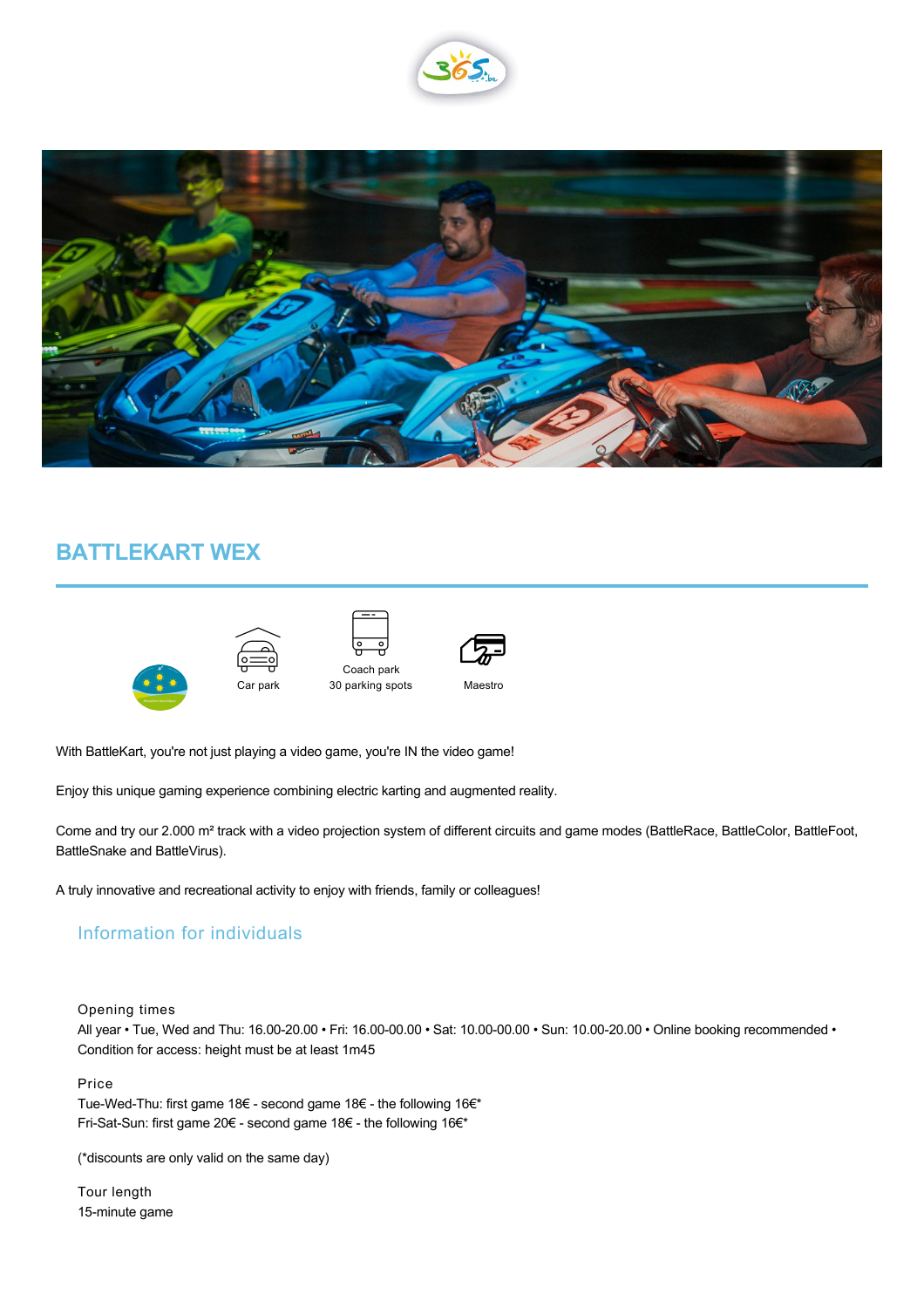# BATTLEKART WEX

Car park

Coach park
30 parking spots

Maestro

With BattleKart, you're not just playing a video game, you're IN the video game!

Enjoy this unique gaming experience combining electric karting and augmented reality.

Come and try our 2.000 m² track with a video projection system of different circuits and game modes (BattleRace, BattleColor, BattleFoot, BattleSnake and BattleVirus).

A truly innovative and recreational activity to enjoy with friends, family or colleagues!

## Information for individuals

### Opening times

All year • Tue, Wed and Thu: 16.00-20.00 • Fri: 16.00-00.00 • Sat: 10.00-00.00 • Sun: 10.00-20.00 • Online booking recommended • Condition for access: height must be at least 1m45

### Price

Tue-Wed-Thu: first game 18€ - second game 18€ - the following 16€*
Fri-Sat-Sun: first game 20€ - second game 18€ - the following 16€*

(*discounts are only valid on the same day)

### Tour length

15-minute game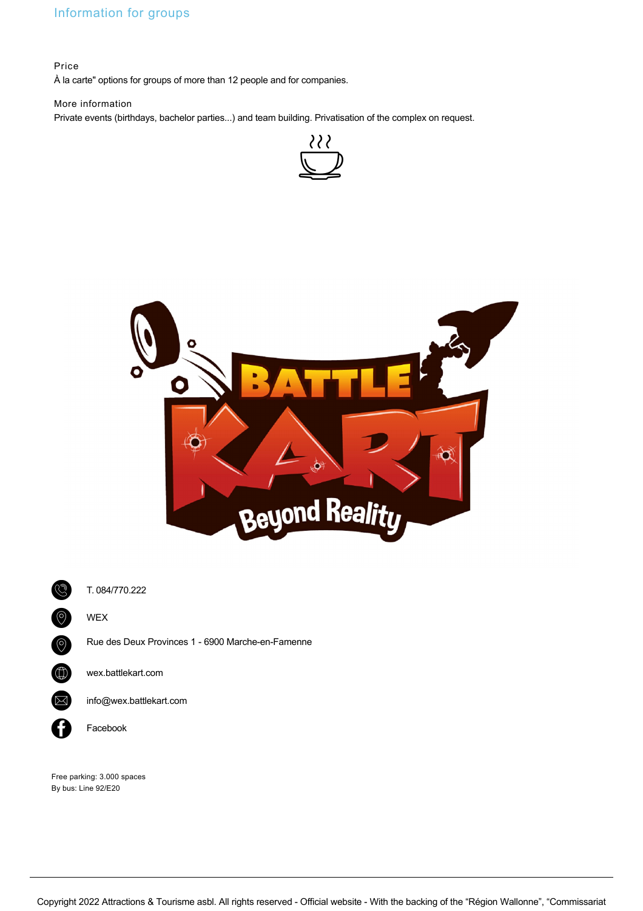## Information for groups

### Price

À la carte" options for groups of more than 12 people and for companies.

### More information

Private events (birthdays, bachelor parties...) and team building. Privatisation of the complex on request.

T. 084/770.222

WEX

Rue des Deux Provinces 1 - 6900 Marche-en-Famenne

wex.battlekart.com

info@wex.battlekart.com

Facebook

Free parking: 3.000 spaces
By bus: Line 92/E20

Copyright 2022 Attractions & Tourisme asbl. All rights reserved - Official website - With the backing of the “Région Wallonne”, “Commissariat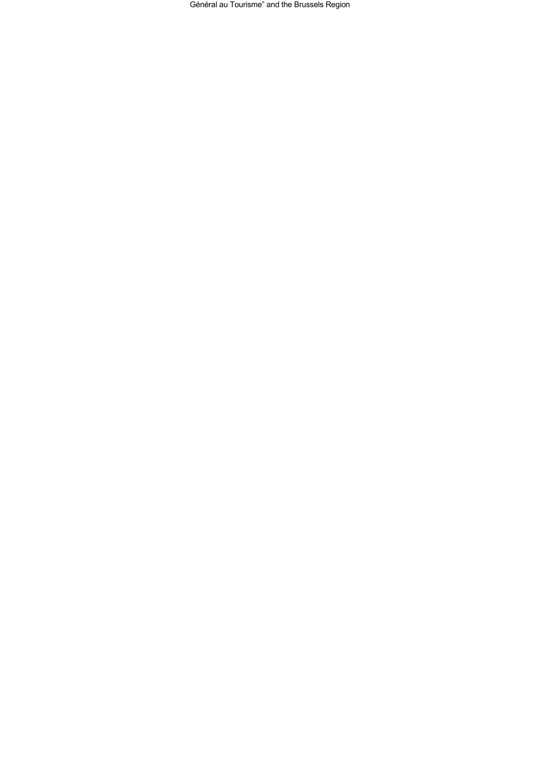Général au Tourisme" and the Brussels Region